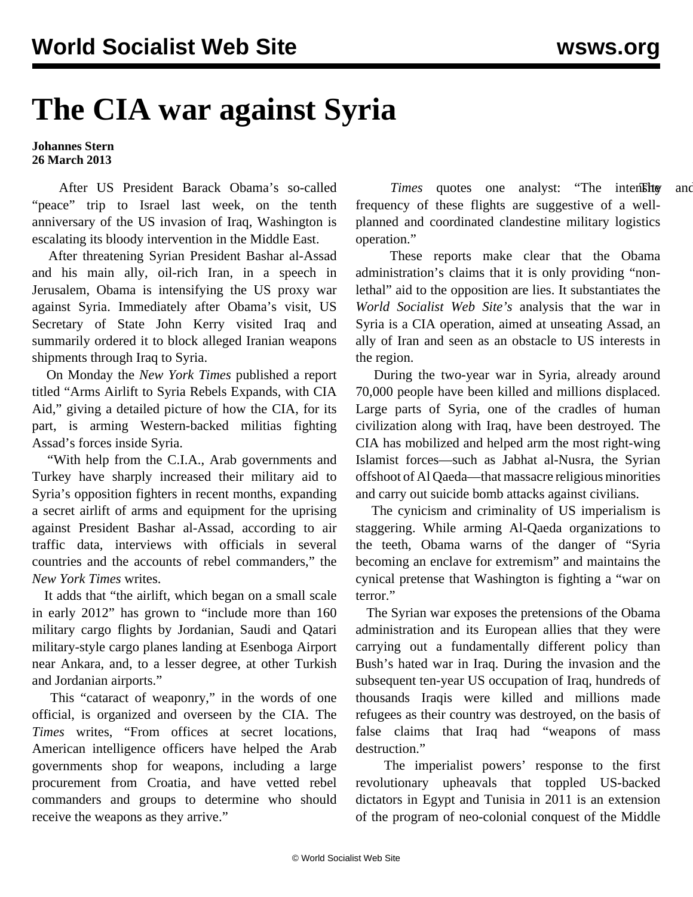# The CIA war against Syria

**Johannes Stern**
**26 March 2013**

After US President Barack Obama's so-called "peace" trip to Israel last week, on the tenth anniversary of the US invasion of Iraq, Washington is escalating its bloody intervention in the Middle East.

After threatening Syrian President Bashar al-Assad and his main ally, oil-rich Iran, in a speech in Jerusalem, Obama is intensifying the US proxy war against Syria. Immediately after Obama's visit, US Secretary of State John Kerry visited Iraq and summarily ordered it to block alleged Iranian weapons shipments through Iraq to Syria.

On Monday the *New York Times* published a report titled "Arms Airlift to Syria Rebels Expands, with CIA Aid," giving a detailed picture of how the CIA, for its part, is arming Western-backed militias fighting Assad's forces inside Syria.

"With help from the C.I.A., Arab governments and Turkey have sharply increased their military aid to Syria's opposition fighters in recent months, expanding a secret airlift of arms and equipment for the uprising against President Bashar al-Assad, according to air traffic data, interviews with officials in several countries and the accounts of rebel commanders," the *New York Times* writes.

It adds that "the airlift, which began on a small scale in early 2012" has grown to "include more than 160 military cargo flights by Jordanian, Saudi and Qatari military-style cargo planes landing at Esenboga Airport near Ankara, and, to a lesser degree, at other Turkish and Jordanian airports."

This "cataract of weaponry," in the words of one official, is organized and overseen by the CIA. The *Times* writes, "From offices at secret locations, American intelligence officers have helped the Arab governments shop for weapons, including a large procurement from Croatia, and have vetted rebel commanders and groups to determine who should receive the weapons as they arrive."

The *Times* quotes one analyst: "The intensity and frequency of these flights are suggestive of a well-planned and coordinated clandestine military logistics operation."

These reports make clear that the Obama administration's claims that it is only providing "non-lethal" aid to the opposition are lies. It substantiates the *World Socialist Web Site's* analysis that the war in Syria is a CIA operation, aimed at unseating Assad, an ally of Iran and seen as an obstacle to US interests in the region.

During the two-year war in Syria, already around 70,000 people have been killed and millions displaced. Large parts of Syria, one of the cradles of human civilization along with Iraq, have been destroyed. The CIA has mobilized and helped arm the most right-wing Islamist forces—such as Jabhat al-Nusra, the Syrian offshoot of Al Qaeda—that massacre religious minorities and carry out suicide bomb attacks against civilians.

The cynicism and criminality of US imperialism is staggering. While arming Al-Qaeda organizations to the teeth, Obama warns of the danger of "Syria becoming an enclave for extremism" and maintains the cynical pretense that Washington is fighting a "war on terror."

The Syrian war exposes the pretensions of the Obama administration and its European allies that they were carrying out a fundamentally different policy than Bush's hated war in Iraq. During the invasion and the subsequent ten-year US occupation of Iraq, hundreds of thousands Iraqis were killed and millions made refugees as their country was destroyed, on the basis of false claims that Iraq had "weapons of mass destruction."

The imperialist powers' response to the first revolutionary upheavals that toppled US-backed dictators in Egypt and Tunisia in 2011 is an extension of the program of neo-colonial conquest of the Middle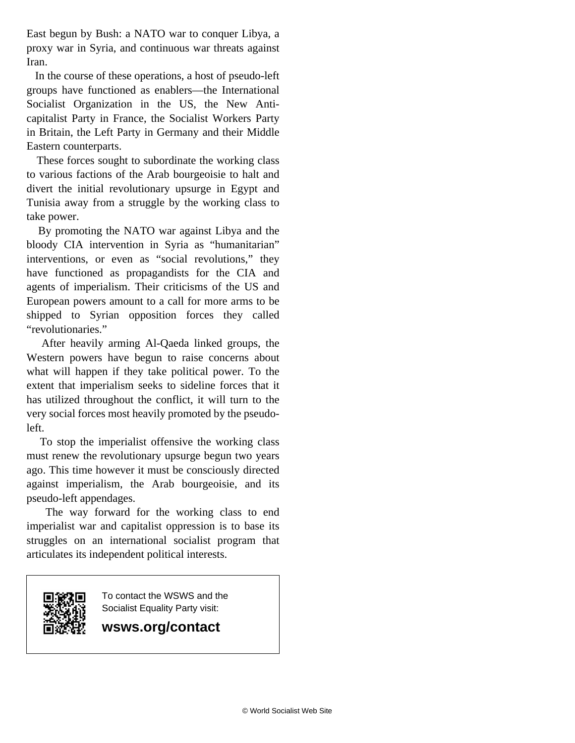East begun by Bush: a NATO war to conquer Libya, a proxy war in Syria, and continuous war threats against Iran.

In the course of these operations, a host of pseudo-left groups have functioned as enablers—the International Socialist Organization in the US, the New Anti-capitalist Party in France, the Socialist Workers Party in Britain, the Left Party in Germany and their Middle Eastern counterparts.

These forces sought to subordinate the working class to various factions of the Arab bourgeoisie to halt and divert the initial revolutionary upsurge in Egypt and Tunisia away from a struggle by the working class to take power.

By promoting the NATO war against Libya and the bloody CIA intervention in Syria as "humanitarian" interventions, or even as "social revolutions," they have functioned as propagandists for the CIA and agents of imperialism. Their criticisms of the US and European powers amount to a call for more arms to be shipped to Syrian opposition forces they called "revolutionaries."

After heavily arming Al-Qaeda linked groups, the Western powers have begun to raise concerns about what will happen if they take political power. To the extent that imperialism seeks to sideline forces that it has utilized throughout the conflict, it will turn to the very social forces most heavily promoted by the pseudo-left.

To stop the imperialist offensive the working class must renew the revolutionary upsurge begun two years ago. This time however it must be consciously directed against imperialism, the Arab bourgeoisie, and its pseudo-left appendages.

The way forward for the working class to end imperialist war and capitalist oppression is to base its struggles on an international socialist program that articulates its independent political interests.

To contact the WSWS and the Socialist Equality Party visit:

**wsws.org/contact**